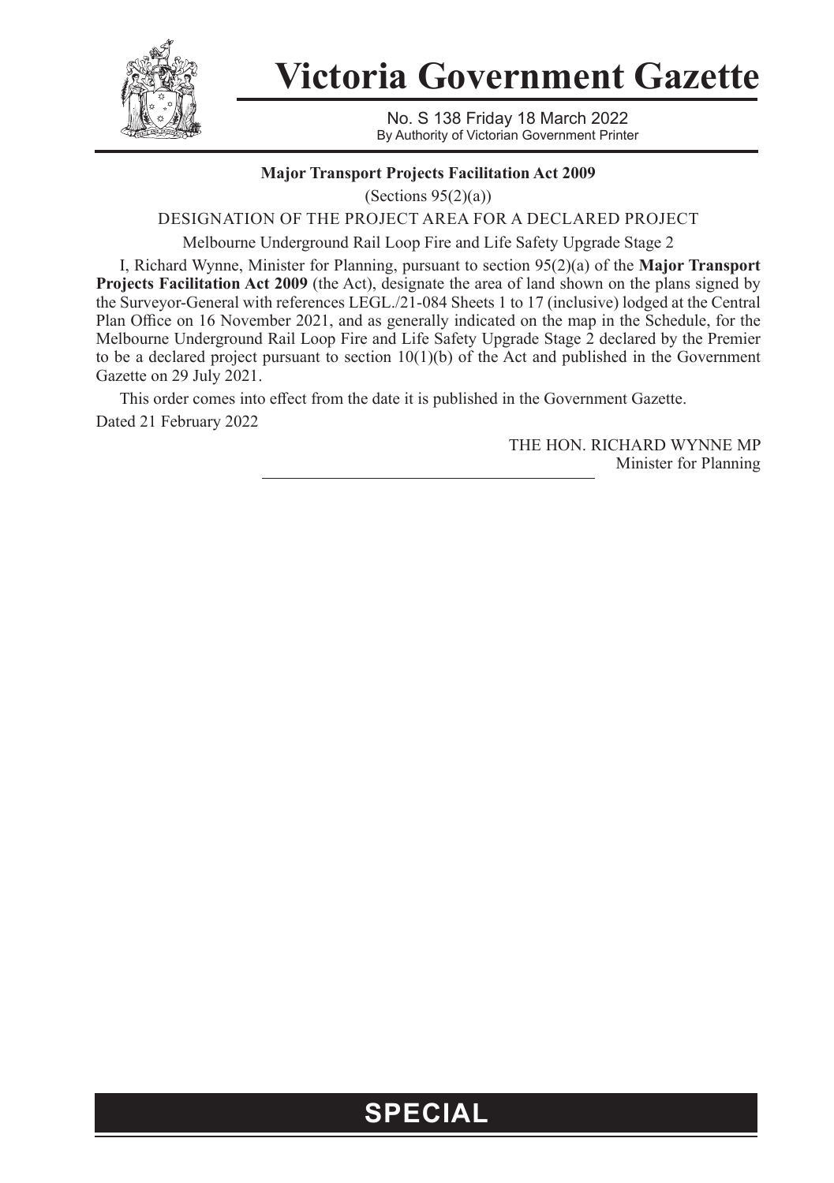# Victoria Government Gazette

No. S 138 Friday 18 March 2022
By Authority of Victorian Government Printer

**Major Transport Projects Facilitation Act 2009**

(Sections 95(2)(a))

DESIGNATION OF THE PROJECT AREA FOR A DECLARED PROJECT

Melbourne Underground Rail Loop Fire and Life Safety Upgrade Stage 2

I, Richard Wynne, Minister for Planning, pursuant to section 95(2)(a) of the **Major Transport Projects Facilitation Act 2009** (the Act), designate the area of land shown on the plans signed by the Surveyor-General with references LEGL./21-084 Sheets 1 to 17 (inclusive) lodged at the Central Plan Office on 16 November 2021, and as generally indicated on the map in the Schedule, for the Melbourne Underground Rail Loop Fire and Life Safety Upgrade Stage 2 declared by the Premier to be a declared project pursuant to section 10(1)(b) of the Act and published in the Government Gazette on 29 July 2021.

This order comes into effect from the date it is published in the Government Gazette.

Dated 21 February 2022

THE HON. RICHARD WYNNE MP
Minister for Planning

**SPECIAL**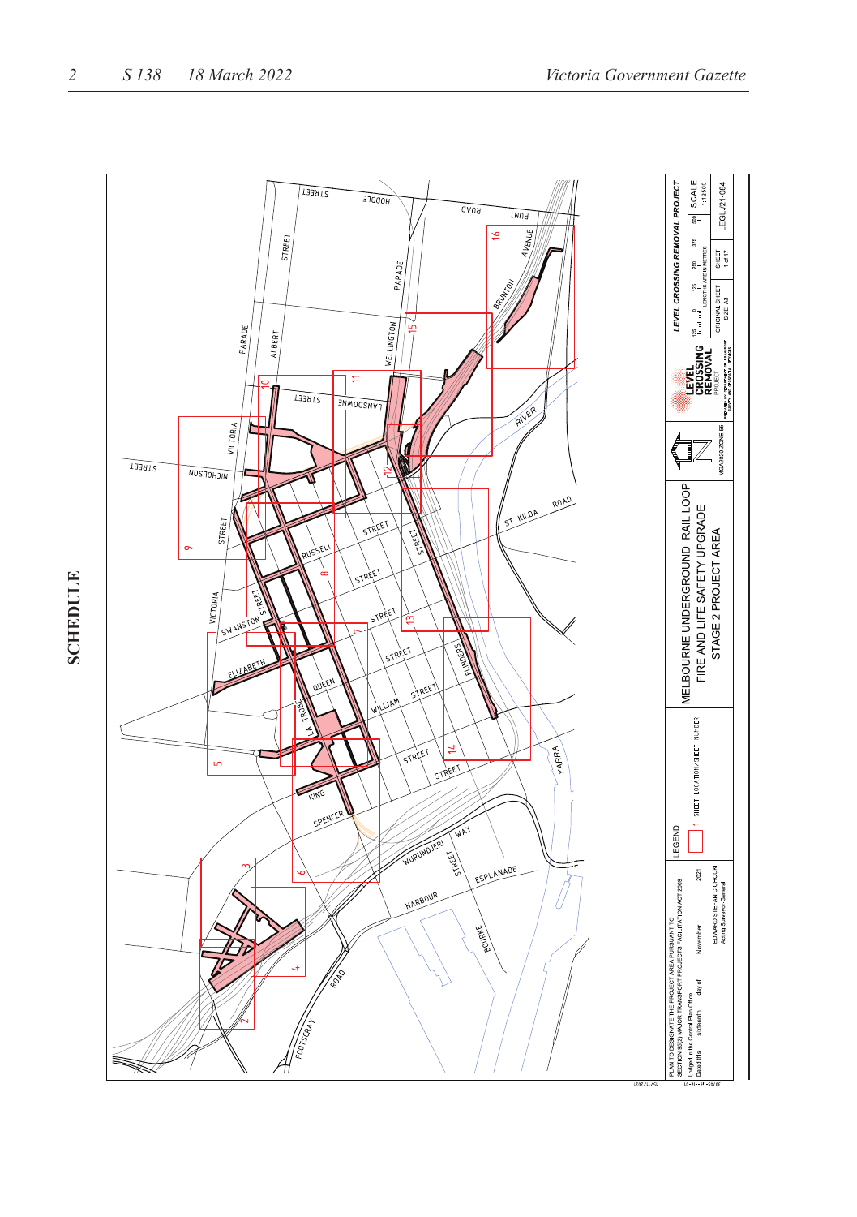SCHEDULE

MELBOURNE UNDERGROUND RAIL LOOP FIRE AND LIFE SAFETY UPGRADE STAGE 2 PROJECT AREA

LEVEL CROSSING REMOVAL PROJECT

SCALE 1:12500

LENGTHS ARE IN METRES

ORIGINAL SHEET SIZE: A3

SHEET 1 of 17

LEGL./21-084

MGA2020 ZONE 55

LEGEND

1 SHEET LOCATION/SHEET NUMBER

PLAN TO DESIGNATE THE PROJECT AREA PURSUANT TO SECTION 95(2) MAJOR TRANSPORT PROJECTS FACILITATION ACT 2009

Lodged in the Central Plan Office

Dated this sixteenth day of November 2021

EDWARD STEFAN CICHOCKI
Acting Surveyor-General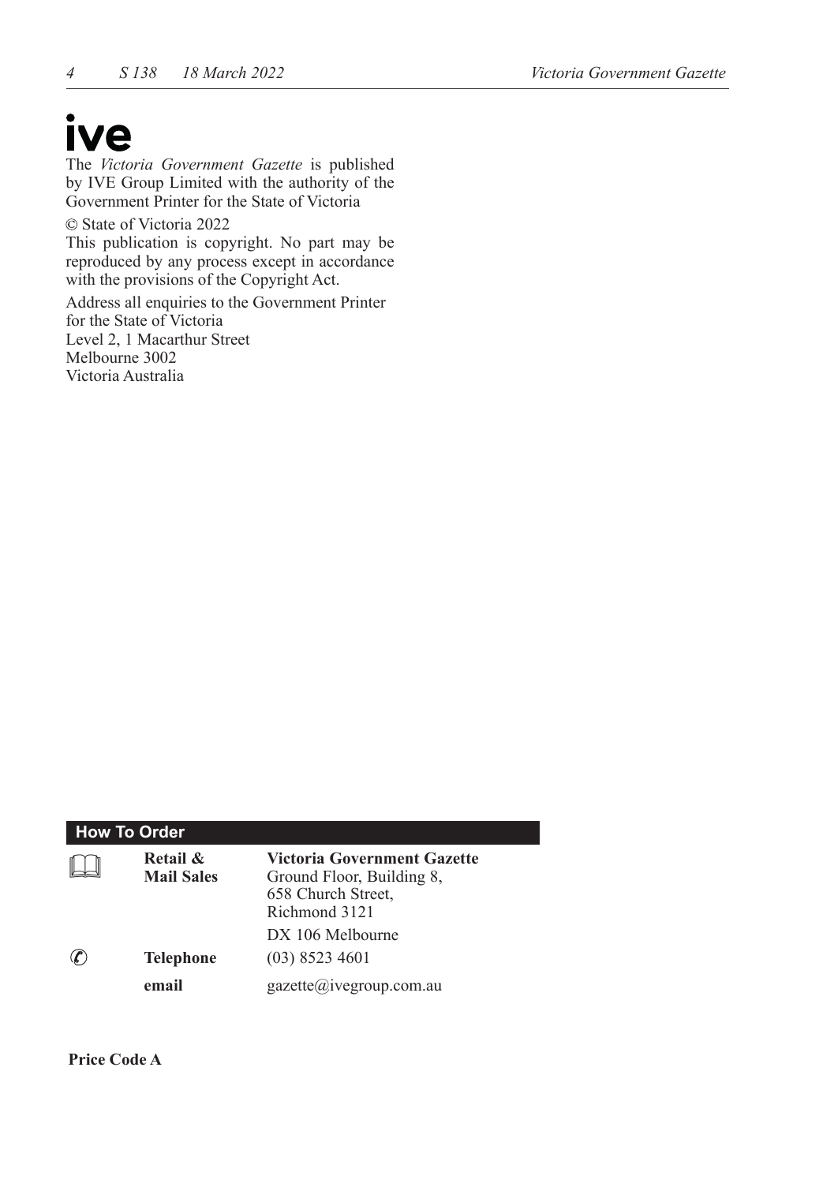ive

The *Victoria Government Gazette* is published by IVE Group Limited with the authority of the Government Printer for the State of Victoria

© State of Victoria 2022

This publication is copyright. No part may be reproduced by any process except in accordance with the provisions of the Copyright Act.

Address all enquiries to the Government Printer for the State of Victoria
Level 2, 1 Macarthur Street
Melbourne 3002
Victoria Australia

## How To Order

| | | |
|---|---|---|
| | **Retail & Mail Sales** | **Victoria Government Gazette** Ground Floor, Building 8, 658 Church Street, Richmond 3121 |
| | | DX 106 Melbourne |
| | **Telephone** | (03) 8523 4601 |
| | **email** | gazette@ivegroup.com.au |

**Price Code A**